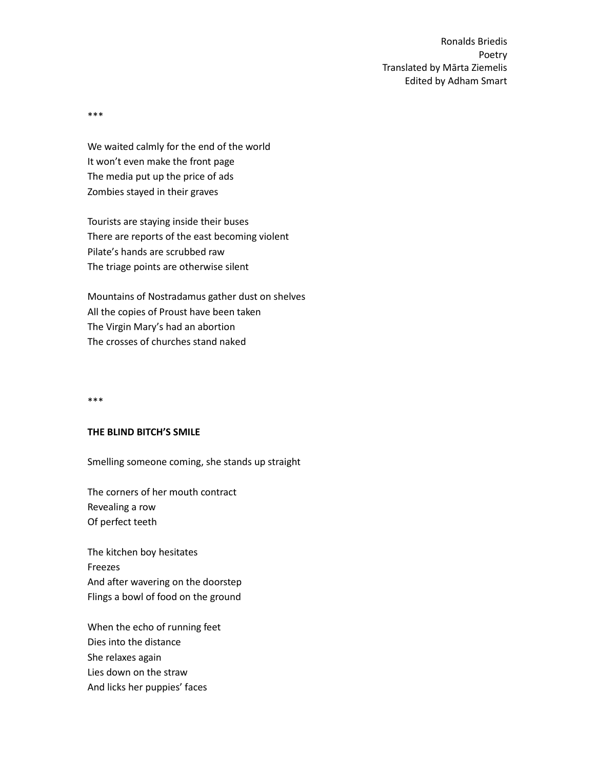Ronalds Briedis
Poetry
Translated by Mārta Ziemelis
Edited by Adham Smart

***

We waited calmly for the end of the world
It won't even make the front page
The media put up the price of ads
Zombies stayed in their graves

Tourists are staying inside their buses
There are reports of the east becoming violent
Pilate's hands are scrubbed raw
The triage points are otherwise silent

Mountains of Nostradamus gather dust on shelves
All the copies of Proust have been taken
The Virgin Mary's had an abortion
The crosses of churches stand naked

***

**THE BLIND BITCH'S SMILE**

Smelling someone coming, she stands up straight

The corners of her mouth contract
Revealing a row
Of perfect teeth

The kitchen boy hesitates
Freezes
And after wavering on the doorstep
Flings a bowl of food on the ground

When the echo of running feet
Dies into the distance
She relaxes again
Lies down on the straw
And licks her puppies' faces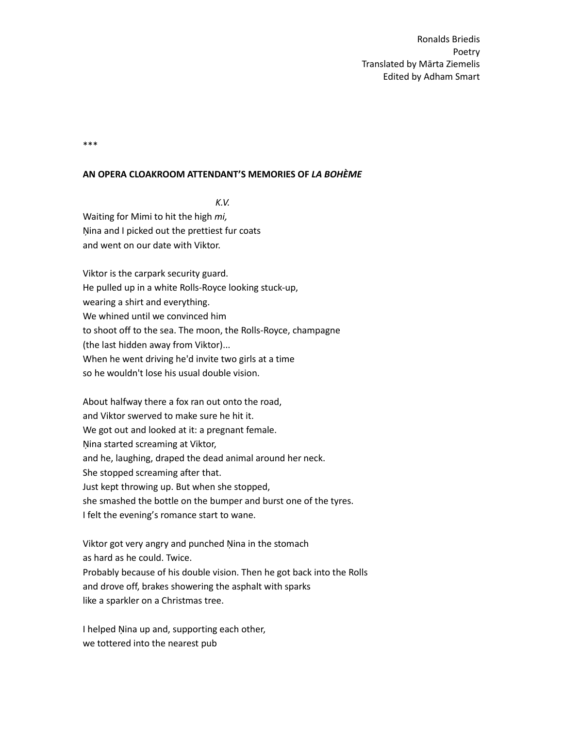Ronalds Briedis
Poetry
Translated by Mārta Ziemelis
Edited by Adham Smart

\*\*\*

**AN OPERA CLOAKROOM ATTENDANT'S MEMORIES OF *LA BOHÈME***

*K.V.*

Waiting for Mimi to hit the high *mi,*
Ņina and I picked out the prettiest fur coats
and went on our date with Viktor.

Viktor is the carpark security guard.
He pulled up in a white Rolls-Royce looking stuck-up,
wearing a shirt and everything.
We whined until we convinced him
to shoot off to the sea. The moon, the Rolls-Royce, champagne
(the last hidden away from Viktor)...
When he went driving he'd invite two girls at a time
so he wouldn't lose his usual double vision.

About halfway there a fox ran out onto the road,
and Viktor swerved to make sure he hit it.
We got out and looked at it: a pregnant female.
Ņina started screaming at Viktor,
and he, laughing, draped the dead animal around her neck.
She stopped screaming after that.
Just kept throwing up. But when she stopped,
she smashed the bottle on the bumper and burst one of the tyres.
I felt the evening's romance start to wane.

Viktor got very angry and punched Ņina in the stomach
as hard as he could. Twice.
Probably because of his double vision. Then he got back into the Rolls
and drove off, brakes showering the asphalt with sparks
like a sparkler on a Christmas tree.

I helped Ņina up and, supporting each other,
we tottered into the nearest pub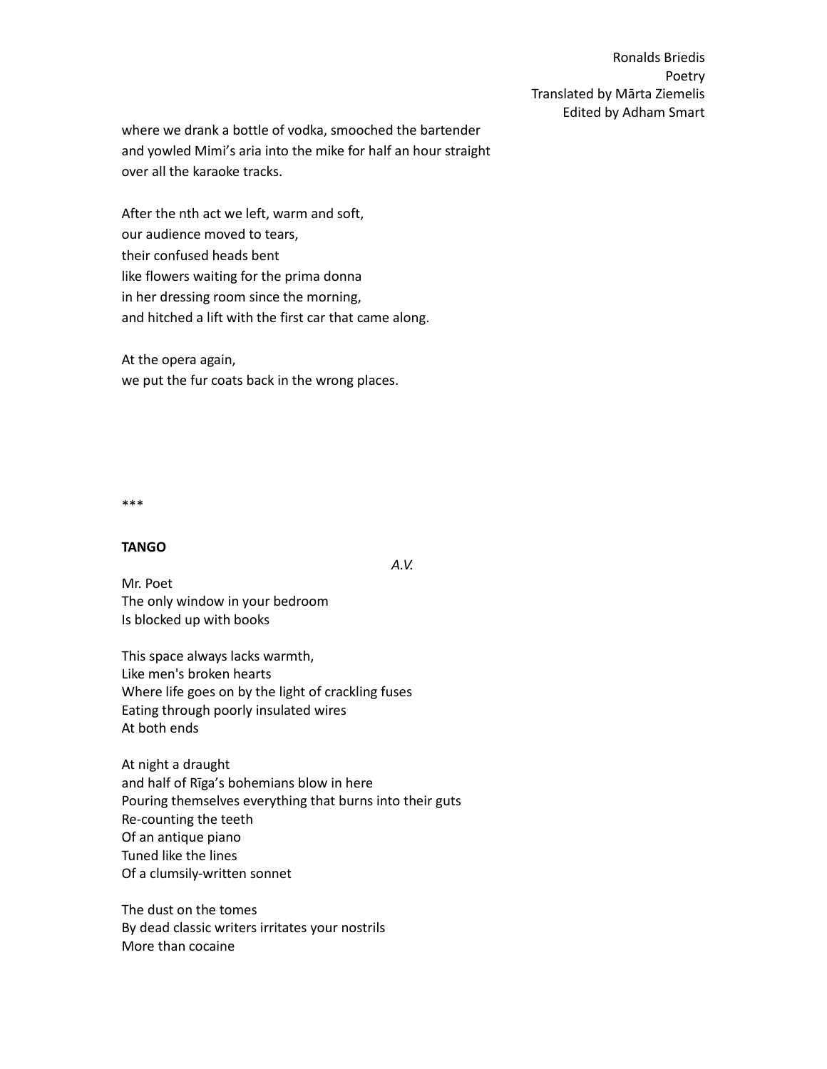where we drank a bottle of vodka, smooched the bartender
and yowled Mimi's aria into the mike for half an hour straight
over all the karaoke tracks.

After the nth act we left, warm and soft,
our audience moved to tears,
their confused heads bent
like flowers waiting for the prima donna
in her dressing room since the morning,
and hitched a lift with the first car that came along.

At the opera again,
we put the fur coats back in the wrong places.

***

**TANGO**

*A.V.*

Mr. Poet
The only window in your bedroom
Is blocked up with books

This space always lacks warmth,
Like men's broken hearts
Where life goes on by the light of crackling fuses
Eating through poorly insulated wires
At both ends

At night a draught
and half of Rīga's bohemians blow in here
Pouring themselves everything that burns into their guts
Re-counting the teeth
Of an antique piano
Tuned like the lines
Of a clumsily-written sonnet

The dust on the tomes
By dead classic writers irritates your nostrils
More than cocaine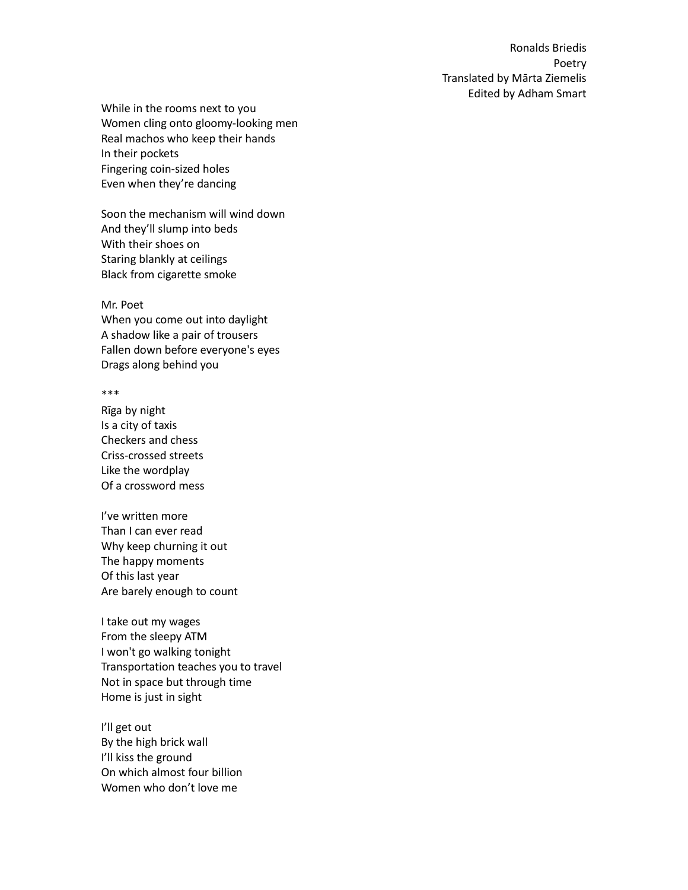While in the rooms next to you
Women cling onto gloomy-looking men
Real machos who keep their hands
In their pockets
Fingering coin-sized holes
Even when they're dancing

Soon the mechanism will wind down
And they'll slump into beds
With their shoes on
Staring blankly at ceilings
Black from cigarette smoke

Mr. Poet
When you come out into daylight
A shadow like a pair of trousers
Fallen down before everyone's eyes
Drags along behind you

***

Rīga by night
Is a city of taxis
Checkers and chess
Criss-crossed streets
Like the wordplay
Of a crossword mess

I've written more
Than I can ever read
Why keep churning it out
The happy moments
Of this last year
Are barely enough to count

I take out my wages
From the sleepy ATM
I won't go walking tonight
Transportation teaches you to travel
Not in space but through time
Home is just in sight

I'll get out
By the high brick wall
I'll kiss the ground
On which almost four billion
Women who don't love me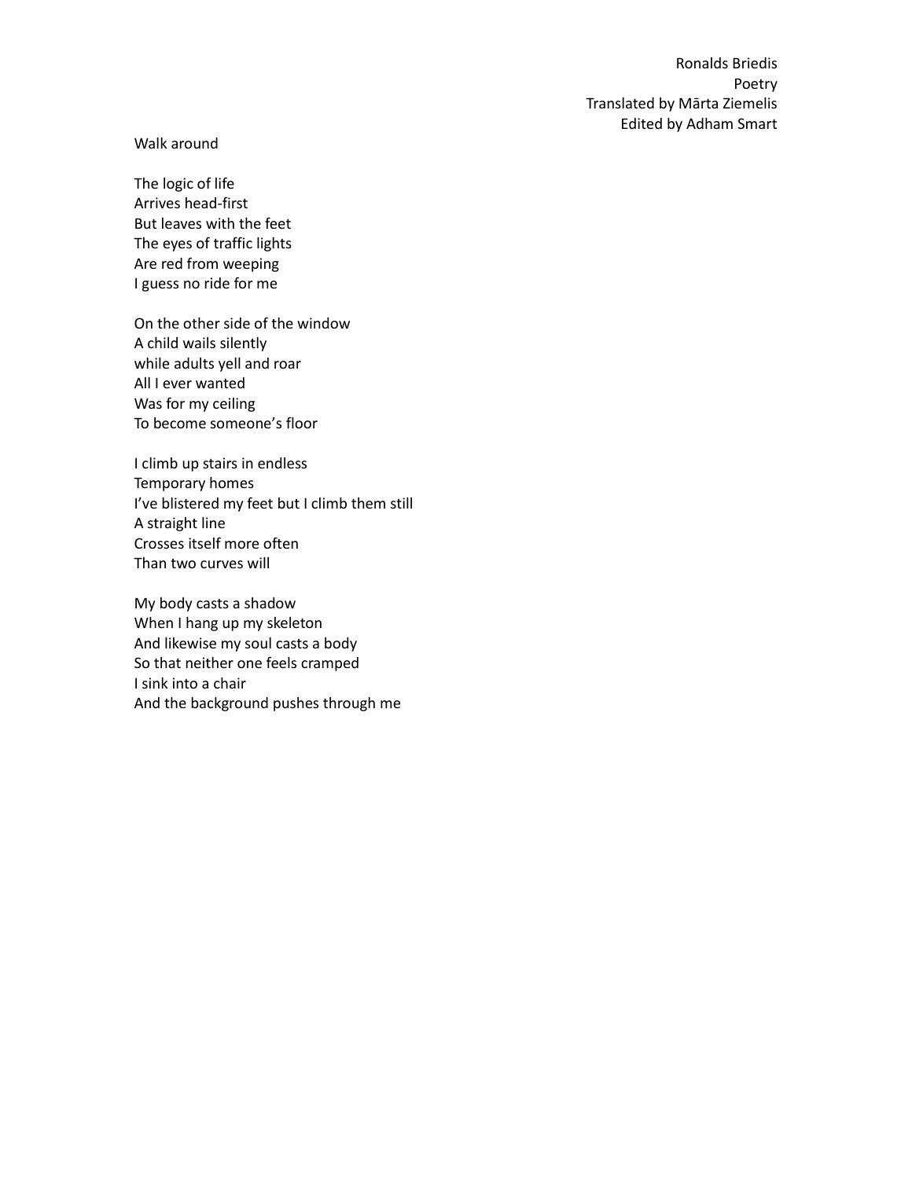Ronalds Briedis
Poetry
Translated by Mārta Ziemelis
Edited by Adham Smart

## Walk around

The logic of life
Arrives head-first
But leaves with the feet
The eyes of traffic lights
Are red from weeping
I guess no ride for me

On the other side of the window
A child wails silently
while adults yell and roar
All I ever wanted
Was for my ceiling
To become someone's floor

I climb up stairs in endless
Temporary homes
I've blistered my feet but I climb them still
A straight line
Crosses itself more often
Than two curves will

My body casts a shadow
When I hang up my skeleton
And likewise my soul casts a body
So that neither one feels cramped
I sink into a chair
And the background pushes through me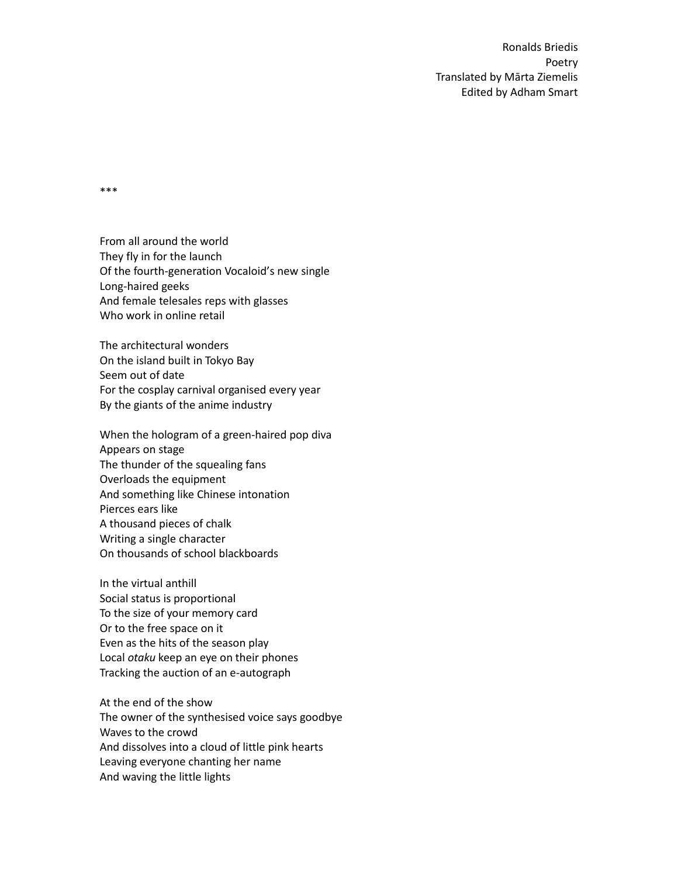***

From all around the world
They fly in for the launch
Of the fourth-generation Vocaloid's new single
Long-haired geeks
And female telesales reps with glasses
Who work in online retail

The architectural wonders
On the island built in Tokyo Bay
Seem out of date
For the cosplay carnival organised every year
By the giants of the anime industry

When the hologram of a green-haired pop diva
Appears on stage
The thunder of the squealing fans
Overloads the equipment
And something like Chinese intonation
Pierces ears like
A thousand pieces of chalk
Writing a single character
On thousands of school blackboards

In the virtual anthill
Social status is proportional
To the size of your memory card
Or to the free space on it
Even as the hits of the season play
Local *otaku* keep an eye on their phones
Tracking the auction of an e-autograph

At the end of the show
The owner of the synthesised voice says goodbye
Waves to the crowd
And dissolves into a cloud of little pink hearts
Leaving everyone chanting her name
And waving the little lights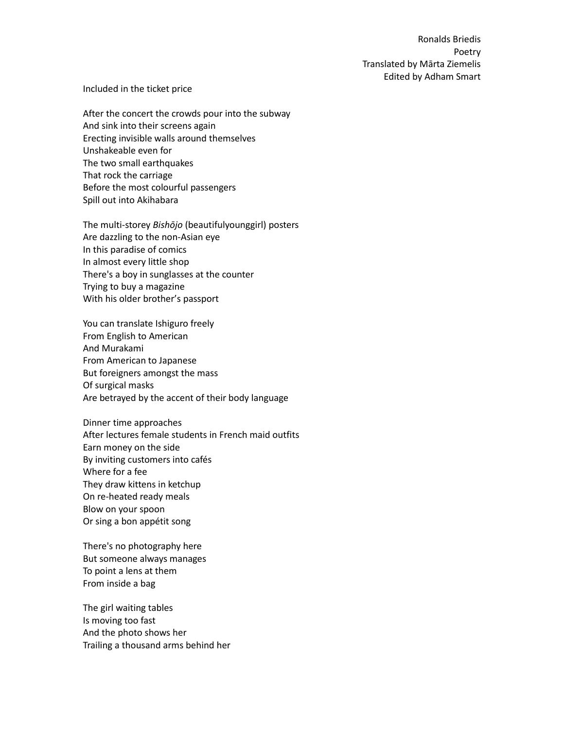Ronalds Briedis
Poetry
Translated by Mārta Ziemelis
Edited by Adham Smart

Included in the ticket price

After the concert the crowds pour into the subway
And sink into their screens again
Erecting invisible walls around themselves
Unshakeable even for
The two small earthquakes
That rock the carriage
Before the most colourful passengers
Spill out into Akihabara

The multi-storey *Bishōjo* (beautifulyounggirl) posters
Are dazzling to the non-Asian eye
In this paradise of comics
In almost every little shop
There's a boy in sunglasses at the counter
Trying to buy a magazine
With his older brother's passport

You can translate Ishiguro freely
From English to American
And Murakami
From American to Japanese
But foreigners amongst the mass
Of surgical masks
Are betrayed by the accent of their body language

Dinner time approaches
After lectures female students in French maid outfits
Earn money on the side
By inviting customers into cafés
Where for a fee
They draw kittens in ketchup
On re-heated ready meals
Blow on your spoon
Or sing a bon appétit song

There's no photography here
But someone always manages
To point a lens at them
From inside a bag

The girl waiting tables
Is moving too fast
And the photo shows her
Trailing a thousand arms behind her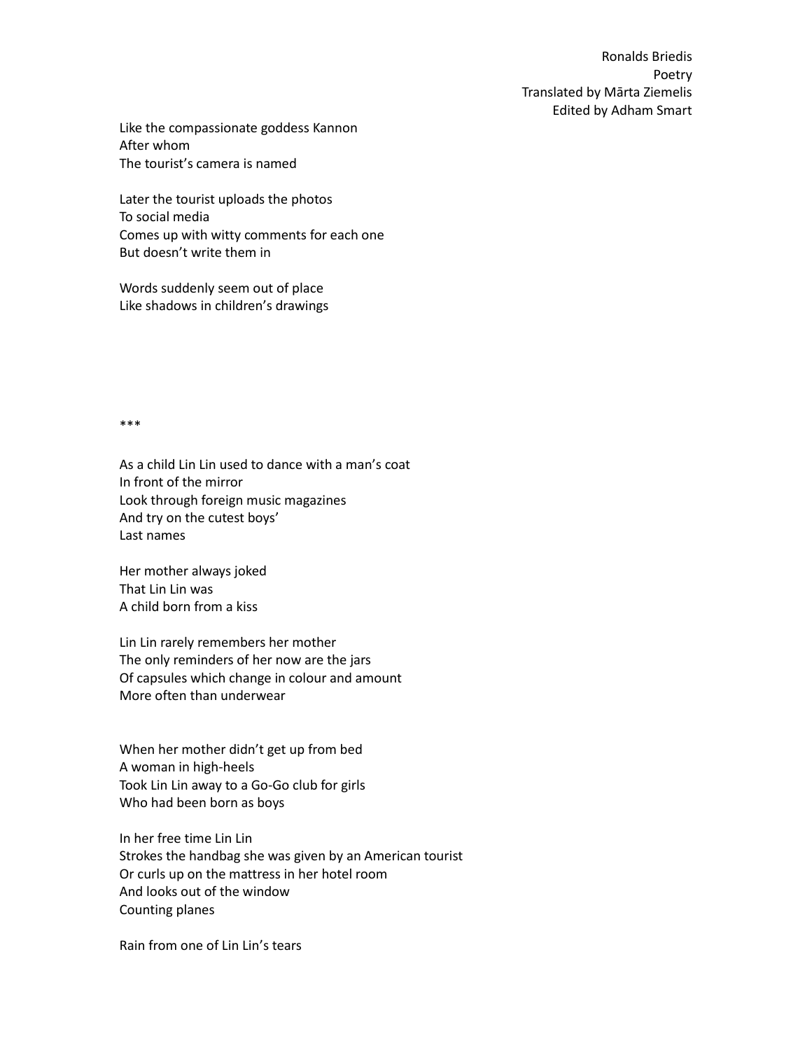Like the compassionate goddess Kannon
After whom
The tourist's camera is named

Later the tourist uploads the photos
To social media
Comes up with witty comments for each one
But doesn't write them in

Words suddenly seem out of place
Like shadows in children's drawings

***

As a child Lin Lin used to dance with a man's coat
In front of the mirror
Look through foreign music magazines
And try on the cutest boys'
Last names

Her mother always joked
That Lin Lin was
A child born from a kiss

Lin Lin rarely remembers her mother
The only reminders of her now are the jars
Of capsules which change in colour and amount
More often than underwear

When her mother didn't get up from bed
A woman in high-heels
Took Lin Lin away to a Go-Go club for girls
Who had been born as boys

In her free time Lin Lin
Strokes the handbag she was given by an American tourist
Or curls up on the mattress in her hotel room
And looks out of the window
Counting planes

Rain from one of Lin Lin's tears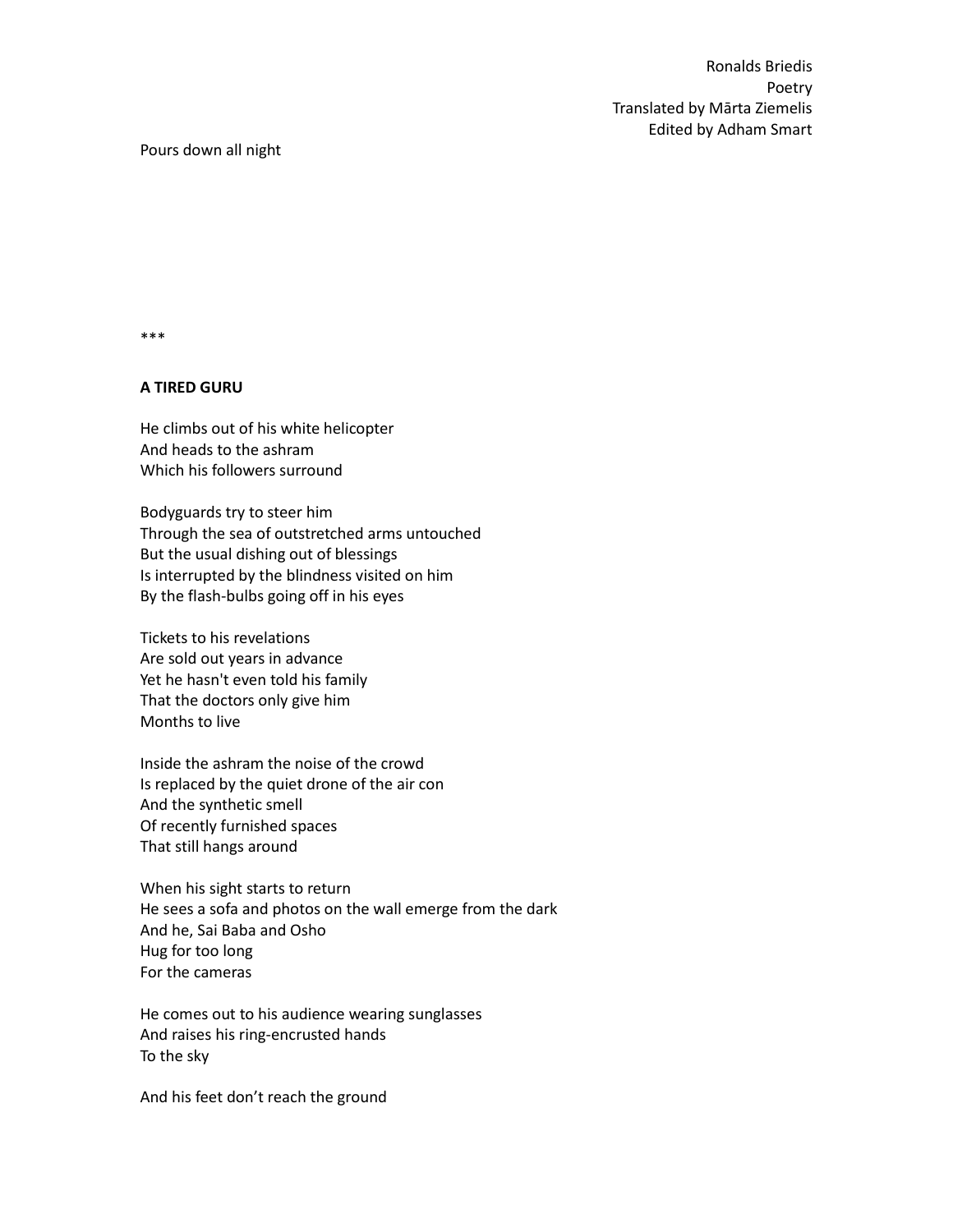Pours down all night

***

**A TIRED GURU**

He climbs out of his white helicopter
And heads to the ashram
Which his followers surround

Bodyguards try to steer him
Through the sea of outstretched arms untouched
But the usual dishing out of blessings
Is interrupted by the blindness visited on him
By the flash-bulbs going off in his eyes

Tickets to his revelations
Are sold out years in advance
Yet he hasn't even told his family
That the doctors only give him
Months to live

Inside the ashram the noise of the crowd
Is replaced by the quiet drone of the air con
And the synthetic smell
Of recently furnished spaces
That still hangs around

When his sight starts to return
He sees a sofa and photos on the wall emerge from the dark
And he, Sai Baba and Osho
Hug for too long
For the cameras

He comes out to his audience wearing sunglasses
And raises his ring-encrusted hands
To the sky

And his feet don't reach the ground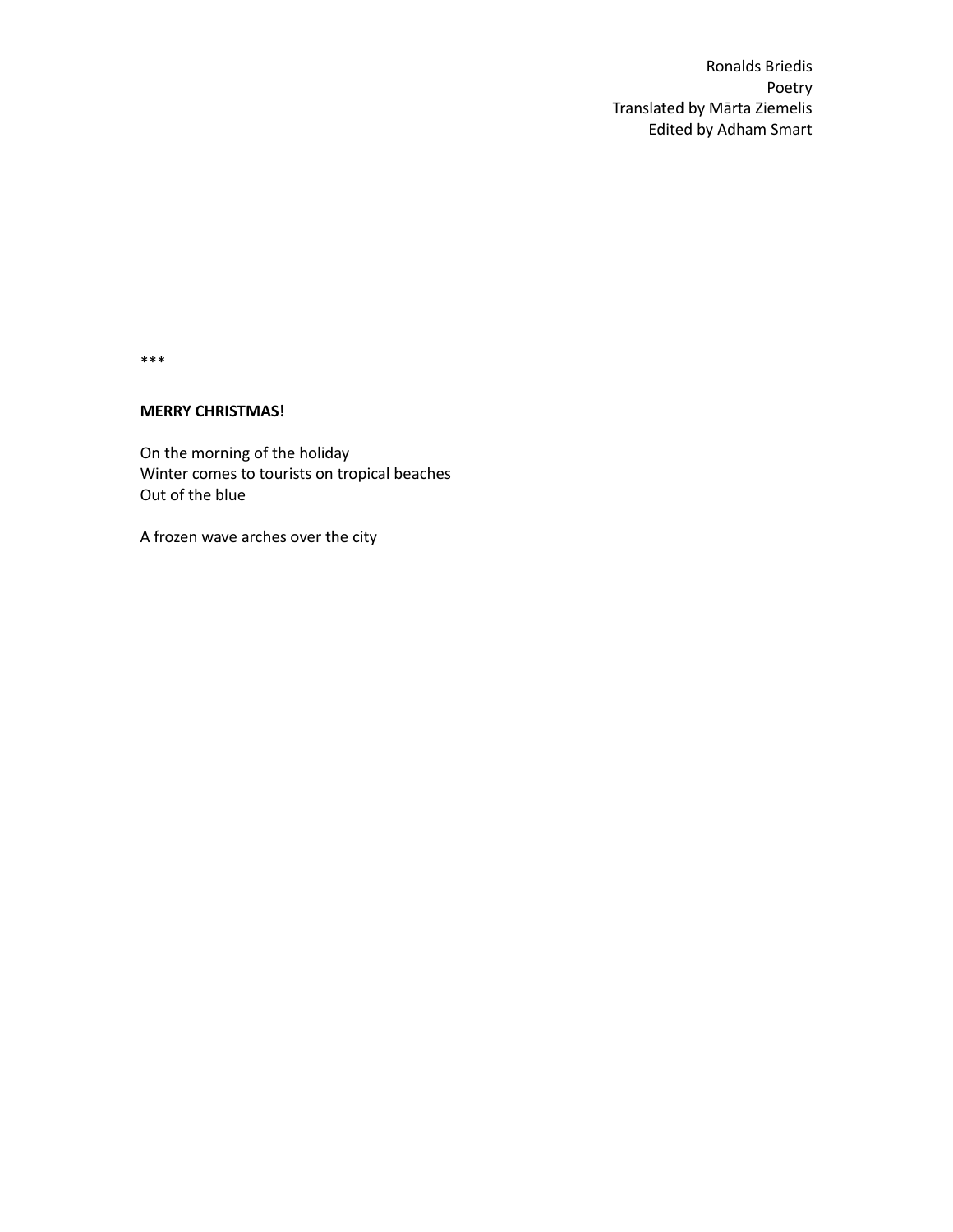***

**MERRY CHRISTMAS!**

On the morning of the holiday
Winter comes to tourists on tropical beaches
Out of the blue

A frozen wave arches over the city